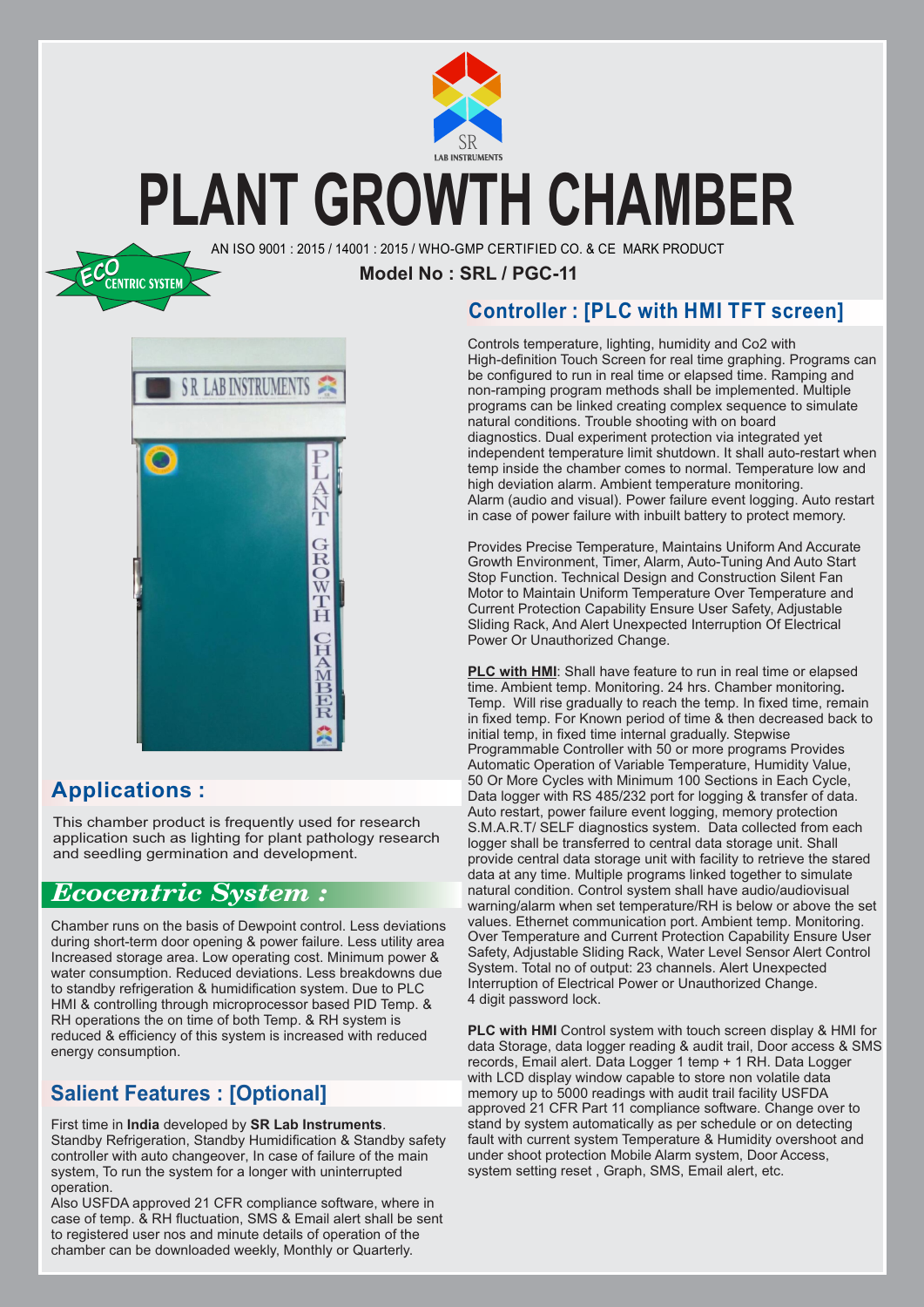# PLANT GROWTH CHAMBER

AN ISO 9001 : 2015 / 14001 : 2015 / WHO-GMP CERTIFIED CO. & CE MARK PRODUCT

ECO CENTRIC SYSTEM

**Model No : SRL / PGC-11**

## Applications :

This chamber product is frequently used for research application such as lighting for plant pathology research and seedling germination and development.

## *Ecocentric System :*

Chamber runs on the basis of Dewpoint control. Less deviations during short-term door opening & power failure. Less utility area Increased storage area. Low operating cost. Minimum power & water consumption. Reduced deviations. Less breakdowns due to standby refrigeration & humidification system. Due to PLC HMI & controlling through microprocessor based PID Temp. & RH operations the on time of both Temp. & RH system is reduced & efficiency of this system is increased with reduced energy consumption.

## Salient Features : [Optional]

First time in **India** developed by **SR Lab Instruments**. Standby Refrigeration, Standby Humidification & Standby safety controller with auto changeover, In case of failure of the main system, To run the system for a longer with uninterrupted operation.

Also USFDA approved 21 CFR compliance software, where in case of temp. & RH fluctuation, SMS & Email alert shall be sent to registered user nos and minute details of operation of the chamber can be downloaded weekly, Monthly or Quarterly.

## Controller : [PLC with HMI TFT screen]

Controls temperature, lighting, humidity and Co2 with High-definition Touch Screen for real time graphing. Programs can be configured to run in real time or elapsed time. Ramping and non-ramping program methods shall be implemented. Multiple programs can be linked creating complex sequence to simulate natural conditions. Trouble shooting with on board diagnostics. Dual experiment protection via integrated yet independent temperature limit shutdown. It shall auto-restart when temp inside the chamber comes to normal. Temperature low and high deviation alarm. Ambient temperature monitoring. Alarm (audio and visual). Power failure event logging. Auto restart in case of power failure with inbuilt battery to protect memory.

Provides Precise Temperature, Maintains Uniform And Accurate Growth Environment, Timer, Alarm, Auto-Tuning And Auto Start Stop Function. Technical Design and Construction Silent Fan Motor to Maintain Uniform Temperature Over Temperature and Current Protection Capability Ensure User Safety, Adjustable Sliding Rack, And Alert Unexpected Interruption Of Electrical Power Or Unauthorized Change.

**PLC with HMI**: Shall have feature to run in real time or elapsed time. Ambient temp. Monitoring. 24 hrs. Chamber monitoring**.** Temp. Will rise gradually to reach the temp. In fixed time, remain in fixed temp. For Known period of time & then decreased back to initial temp, in fixed time internal gradually. Stepwise Programmable Controller with 50 or more programs Provides Automatic Operation of Variable Temperature, Humidity Value, 50 Or More Cycles with Minimum 100 Sections in Each Cycle, Data logger with RS 485/232 port for logging & transfer of data. Auto restart, power failure event logging, memory protection S.M.A.R.T/ SELF diagnostics system. Data collected from each logger shall be transferred to central data storage unit. Shall provide central data storage unit with facility to retrieve the stared data at any time. Multiple programs linked together to simulate natural condition. Control system shall have audio/audiovisual warning/alarm when set temperature/RH is below or above the set values. Ethernet communication port. Ambient temp. Monitoring. Over Temperature and Current Protection Capability Ensure User Safety, Adjustable Sliding Rack, Water Level Sensor Alert Control System. Total no of output: 23 channels. Alert Unexpected Interruption of Electrical Power or Unauthorized Change. 4 digit password lock.

**PLC with HMI** Control system with touch screen display & HMI for data Storage, data logger reading & audit trail, Door access & SMS records, Email alert. Data Logger 1 temp + 1 RH. Data Logger with LCD display window capable to store non volatile data memory up to 5000 readings with audit trail facility USFDA approved 21 CFR Part 11 compliance software. Change over to stand by system automatically as per schedule or on detecting fault with current system Temperature & Humidity overshoot and under shoot protection Mobile Alarm system, Door Access, system setting reset , Graph, SMS, Email alert, etc.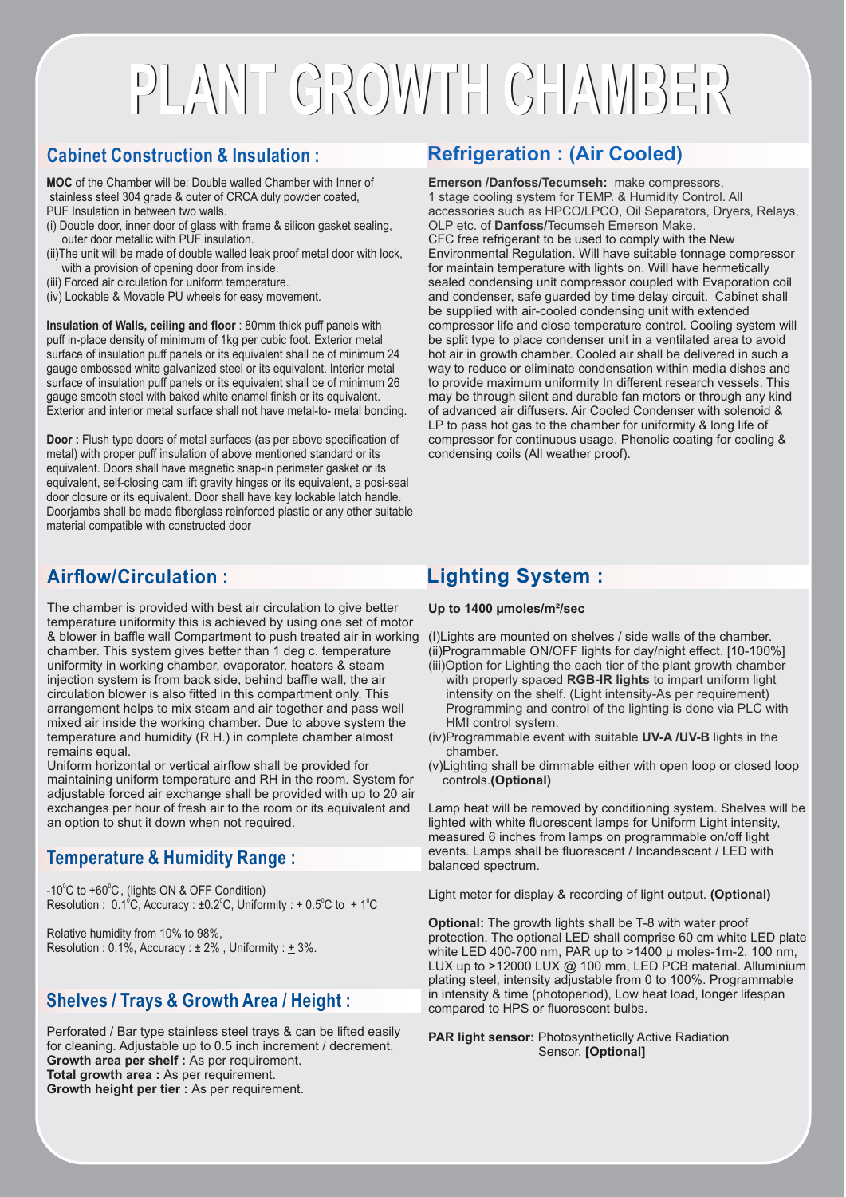# PLANT GROWTH CHAMBER

## Cabinet Construction & Insulation :

**MOC** of the Chamber will be: Double walled Chamber with Inner of stainless steel 304 grade & outer of CRCA duly powder coated, PUF Insulation in between two walls.

(i) Double door, inner door of glass with frame & silicon gasket sealing, outer door metallic with PUF insulation.
(ii)The unit will be made of double walled leak proof metal door with lock, with a provision of opening door from inside.
(iii) Forced air circulation for uniform temperature.
(iv) Lockable & Movable PU wheels for easy movement.

**Insulation of Walls, ceiling and floor** : 80mm thick puff panels with puff in-place density of minimum of 1kg per cubic foot. Exterior metal surface of insulation puff panels or its equivalent shall be of minimum 24 gauge embossed white galvanized steel or its equivalent. Interior metal surface of insulation puff panels or its equivalent shall be of minimum 26 gauge smooth steel with baked white enamel finish or its equivalent. Exterior and interior metal surface shall not have metal-to- metal bonding.

**Door :** Flush type doors of metal surfaces (as per above specification of metal) with proper puff insulation of above mentioned standard or its equivalent. Doors shall have magnetic snap-in perimeter gasket or its equivalent, self-closing cam lift gravity hinges or its equivalent, a posi-seal door closure or its equivalent. Door shall have key lockable latch handle. Doorjambs shall be made fiberglass reinforced plastic or any other suitable material compatible with constructed door

## Refrigeration : (Air Cooled)

**Emerson /Danfoss/Tecumseh:** make compressors, 1 stage cooling system for TEMP. & Humidity Control. All accessories such as HPCO/LPCO, Oil Separators, Dryers, Relays, OLP etc. of **Danfoss/**Tecumseh Emerson Make.
CFC free refrigerant to be used to comply with the New Environmental Regulation. Will have suitable tonnage compressor for maintain temperature with lights on. Will have hermetically sealed condensing unit compressor coupled with Evaporation coil and condenser, safe guarded by time delay circuit. Cabinet shall be supplied with air-cooled condensing unit with extended compressor life and close temperature control. Cooling system will be split type to place condenser unit in a ventilated area to avoid hot air in growth chamber. Cooled air shall be delivered in such a way to reduce or eliminate condensation within media dishes and to provide maximum uniformity In different research vessels. This may be through silent and durable fan motors or through any kind of advanced air diffusers. Air Cooled Condenser with solenoid & LP to pass hot gas to the chamber for uniformity & long life of compressor for continuous usage. Phenolic coating for cooling & condensing coils (All weather proof).

## Airflow/Circulation :

The chamber is provided with best air circulation to give better temperature uniformity this is achieved by using one set of motor & blower in baffle wall Compartment to push treated air in working chamber. This system gives better than 1 deg c. temperature uniformity in working chamber, evaporator, heaters & steam injection system is from back side, behind baffle wall, the air circulation blower is also fitted in this compartment only. This arrangement helps to mix steam and air together and pass well mixed air inside the working chamber. Due to above system the temperature and humidity (R.H.) in complete chamber almost remains equal.
Uniform horizontal or vertical airflow shall be provided for maintaining uniform temperature and RH in the room. System for adjustable forced air exchange shall be provided with up to 20 air exchanges per hour of fresh air to the room or its equivalent and an option to shut it down when not required.

## Temperature & Humidity Range :

-10°C to +60°C , (lights ON & OFF Condition)
Resolution : 0.1°C, Accuracy : ±0.2°C, Uniformity : ± 0.5°C to ± 1°C

Relative humidity from 10% to 98%,
Resolution : 0.1%, Accuracy : ± 2% , Uniformity : ± 3%.

## Shelves / Trays & Growth Area / Height :

Perforated / Bar type stainless steel trays & can be lifted easily for cleaning. Adjustable up to 0.5 inch increment / decrement.
**Growth area per shelf :** As per requirement.
**Total growth area :** As per requirement.
**Growth height per tier :** As per requirement.

## Lighting System :

**Up to 1400 µmoles/m²/sec**

(I)Lights are mounted on shelves / side walls of the chamber.
(ii)Programmable ON/OFF lights for day/night effect. [10-100%]
(iii)Option for Lighting the each tier of the plant growth chamber with properly spaced **RGB-IR lights** to impart uniform light intensity on the shelf. (Light intensity-As per requirement) Programming and control of the lighting is done via PLC with HMI control system.
(iv)Programmable event with suitable **UV-A /UV-B** lights in the chamber.
(v)Lighting shall be dimmable either with open loop or closed loop controls.**(Optional)**

Lamp heat will be removed by conditioning system. Shelves will be lighted with white fluorescent lamps for Uniform Light intensity, measured 6 inches from lamps on programmable on/off light events. Lamps shall be fluorescent / Incandescent / LED with balanced spectrum.

Light meter for display & recording of light output. **(Optional)**

**Optional:** The growth lights shall be T-8 with water proof protection. The optional LED shall comprise 60 cm white LED plate white LED 400-700 nm, PAR up to >1400 µ moles-1m-2. 100 nm, LUX up to >12000 LUX @ 100 mm, LED PCB material. Alluminium plating steel, intensity adjustable from 0 to 100%. Programmable in intensity & time (photoperiod), Low heat load, longer lifespan compared to HPS or fluorescent bulbs.

**PAR light sensor:** Photosyntheticlly Active Radiation Sensor. **[Optional]**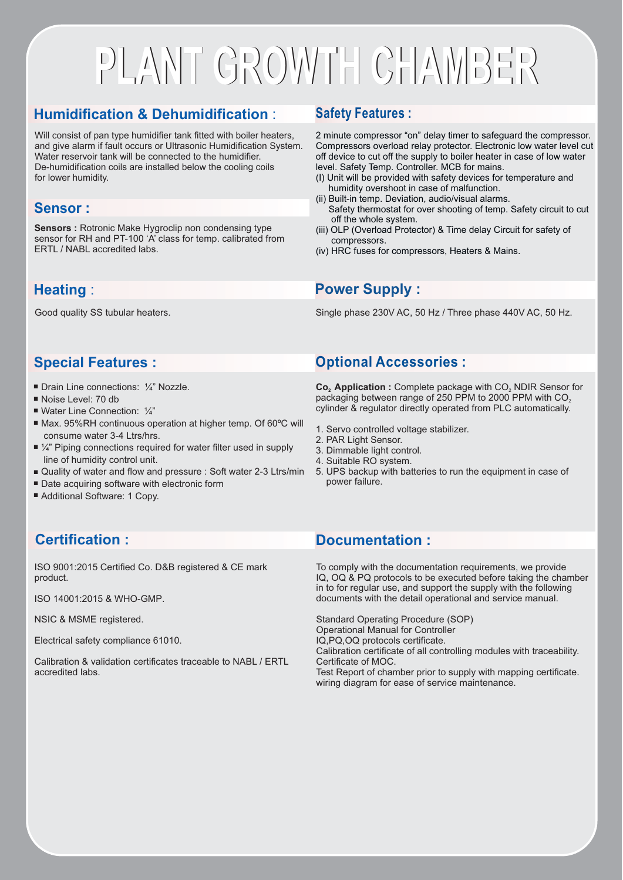# PLANT GROWTH CHAMBER

## Humidification & Dehumidification :

Will consist of pan type humidifier tank fitted with boiler heaters, and give alarm if fault occurs or Ultrasonic Humidification System. Water reservoir tank will be connected to the humidifier. De-humidification coils are installed below the cooling coils for lower humidity.

## Sensor :

**Sensors :** Rotronic Make Hygroclip non condensing type sensor for RH and PT-100 'A' class for temp. calibrated from ERTL / NABL accredited labs.

## Heating :

Good quality SS tubular heaters.

## Special Features :

- Drain Line connections: ¼" Nozzle.
- Noise Level: 70 db
- Water Line Connection: ¼"
- Max. 95%RH continuous operation at higher temp. Of 60ºC will consume water 3-4 Ltrs/hrs.
- ¼" Piping connections required for water filter used in supply line of humidity control unit.
- Quality of water and flow and pressure : Soft water 2-3 Ltrs/min
- Date acquiring software with electronic form
- Additional Software: 1 Copy.

## Certification :

ISO 9001:2015 Certified Co. D&B registered & CE mark product.

ISO 14001:2015 & WHO-GMP.

NSIC & MSME registered.

Electrical safety compliance 61010.

Calibration & validation certificates traceable to NABL / ERTL accredited labs.

## Safety Features :

2 minute compressor "on" delay timer to safeguard the compressor. Compressors overload relay protector. Electronic low water level cut off device to cut off the supply to boiler heater in case of low water level. Safety Temp. Controller. MCB for mains.

(I) Unit will be provided with safety devices for temperature and humidity overshoot in case of malfunction.
(ii) Built-in temp. Deviation, audio/visual alarms. Safety thermostat for over shooting of temp. Safety circuit to cut off the whole system.
(iii) OLP (Overload Protector) & Time delay Circuit for safety of compressors.
(iv) HRC fuses for compressors, Heaters & Mains.

## Power Supply :

Single phase 230V AC, 50 Hz / Three phase 440V AC, 50 Hz.

## Optional Accessories :

**$Co_2$ Application :** Complete package with $CO_2$ NDIR Sensor for packaging between range of 250 PPM to 2000 PPM with $CO_2$ cylinder & regulator directly operated from PLC automatically.

1. Servo controlled voltage stabilizer.
2. PAR Light Sensor.
3. Dimmable light control.
4. Suitable RO system.
5. UPS backup with batteries to run the equipment in case of power failure.

## Documentation :

To comply with the documentation requirements, we provide IQ, OQ & PQ protocols to be executed before taking the chamber in to for regular use, and support the supply with the following documents with the detail operational and service manual.

Standard Operating Procedure (SOP)
Operational Manual for Controller
IQ,PQ,OQ protocols certificate.
Calibration certificate of all controlling modules with traceability.
Certificate of MOC.
Test Report of chamber prior to supply with mapping certificate.
wiring diagram for ease of service maintenance.